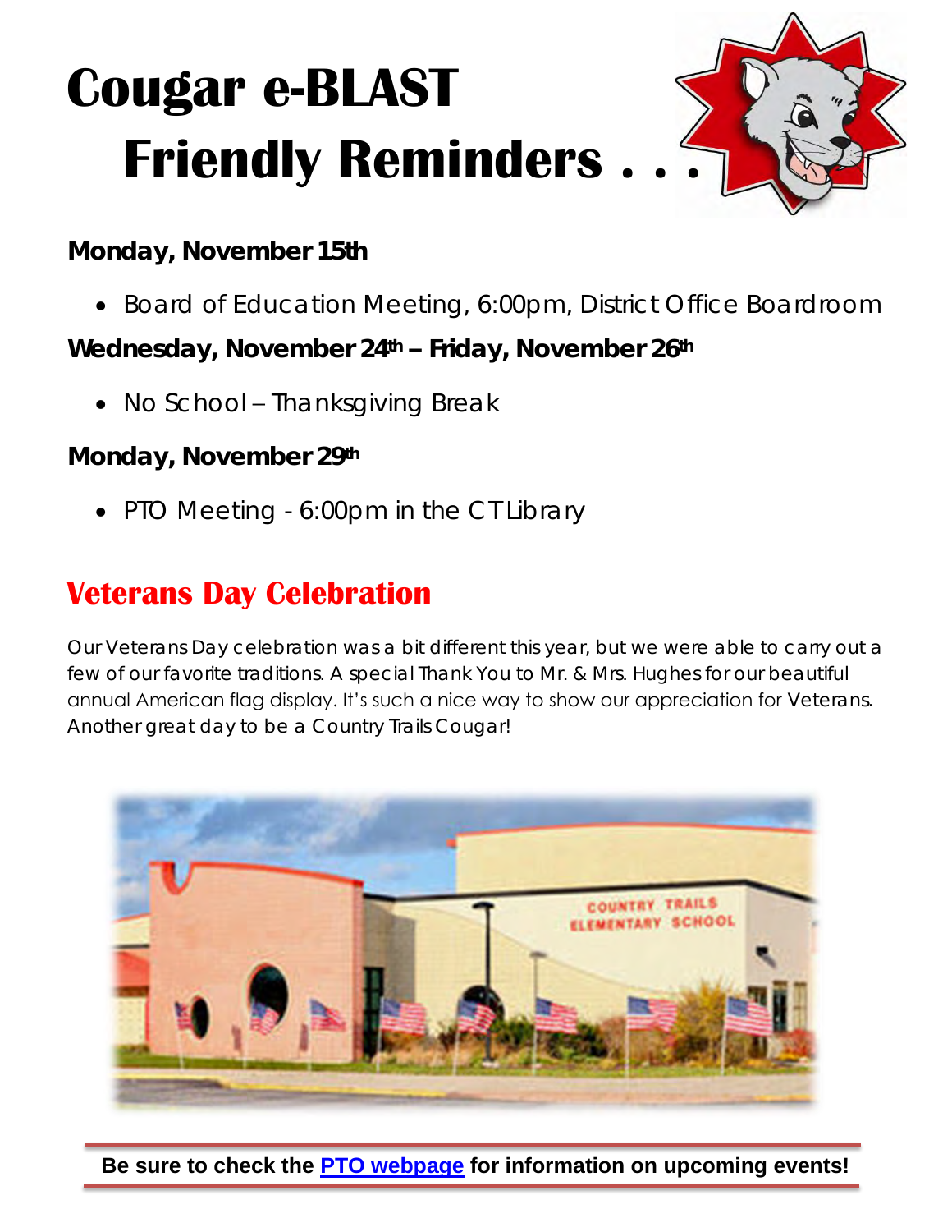# Cougar e-BLAST
# Friendly Reminders . . .

**Monday, November 15th**

- Board of Education Meeting, 6:00pm, District Office Boardroom

**Wednesday, November 24th – Friday, November 26th**

- No School – Thanksgiving Break

**Monday, November 29th**

- PTO Meeting - 6:00pm in the CT Library

## Veterans Day Celebration

Our Veterans Day celebration was a bit different this year, but we were able to carry out a few of our favorite traditions. A special Thank You to Mr. & Mrs. Hughes for our beautiful annual American flag display. It's such a nice way to show our appreciation for Veterans. Another great day to be a Country Trails Cougar!

**Be sure to check the PTO webpage for information on upcoming events!**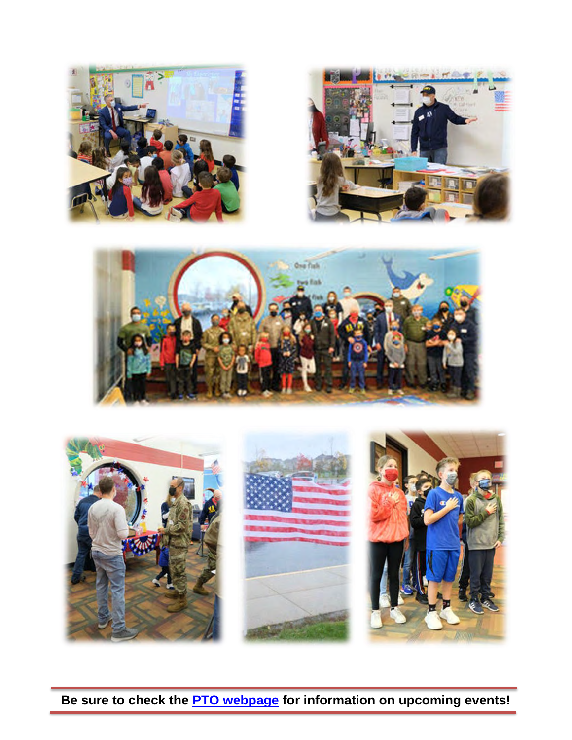**Be sure to check the [PTO webpage] for information on upcoming events!**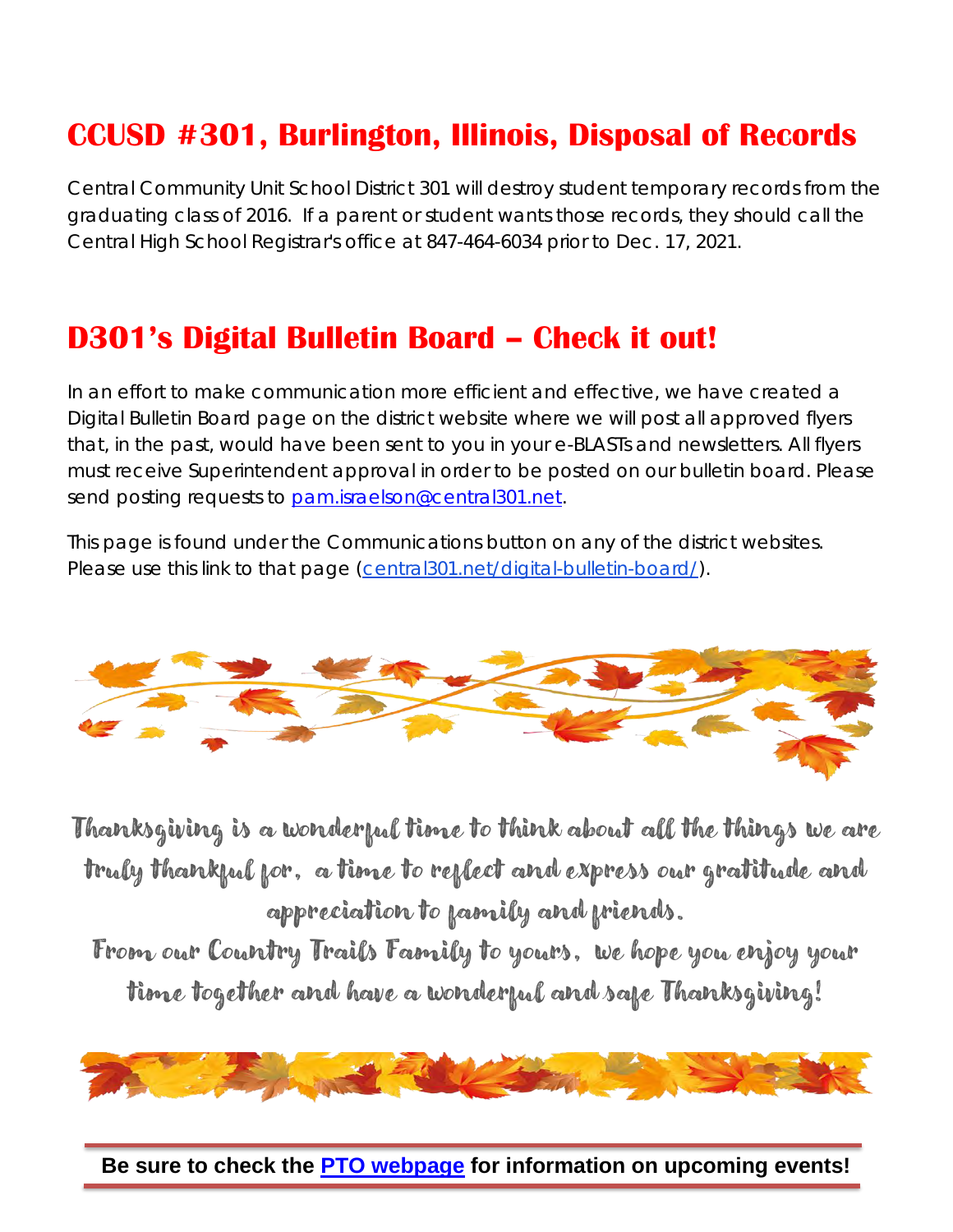## CCUSD #301, Burlington, Illinois, Disposal of Records

Central Community Unit School District 301 will destroy student temporary records from the graduating class of 2016. If a parent or student wants those records, they should call the Central High School Registrar's office at 847-464-6034 prior to Dec. 17, 2021.

## D301's Digital Bulletin Board – Check it out!

In an effort to make communication more efficient and effective, we have created a Digital Bulletin Board page on the district website where we will post all approved flyers that, in the past, would have been sent to you in your e-BLASTs and newsletters. All flyers must receive Superintendent approval in order to be posted on our bulletin board. Please send posting requests to [pam.israelson@central301.net](mailto:pam.israelson@central301.net).

This page is found under the Communications button on any of the district websites. Please use this link to that page ([central301.net/digital-bulletin-board/](central301.net/digital-bulletin-board/)).

Thanksgiving is a wonderful time to think about all the things we are truly thankful for, a time to reflect and express our gratitude and appreciation to family and friends.
From our Country Trails Family to yours, we hope you enjoy your time together and have a wonderful and safe Thanksgiving!

**Be sure to check the [PTO webpage]() for information on upcoming events!**